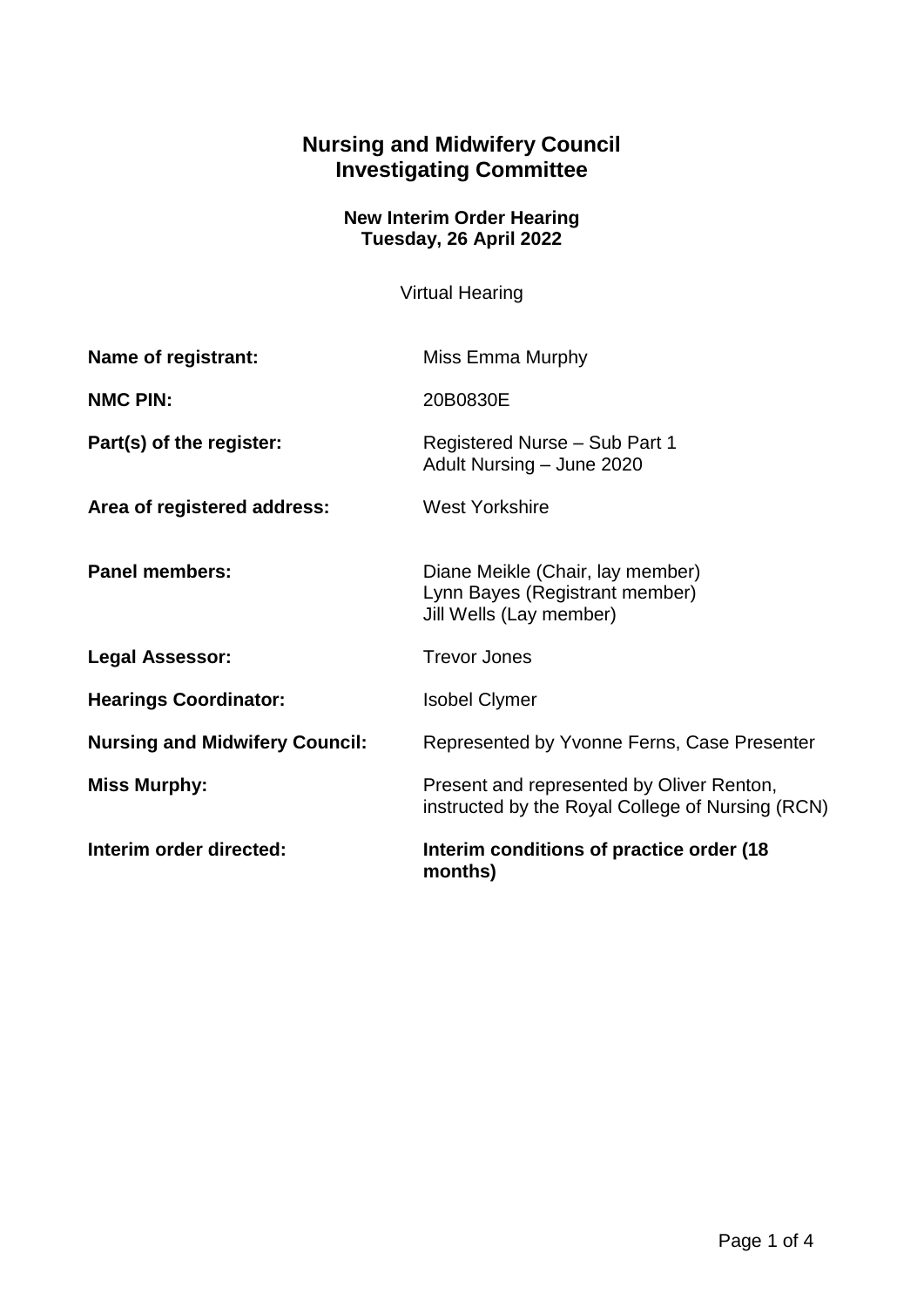# Nursing and Midwifery Council
## Investigating Committee

**New Interim Order Hearing**
**Tuesday, 26 April 2022**

Virtual Hearing

| | |
|---|---|
| **Name of registrant:** | Miss Emma Murphy |
| **NMC PIN:** | 20B0830E |
| **Part(s) of the register:** | Registered Nurse – Sub Part 1<br>Adult Nursing – June 2020 |
| **Area of registered address:** | West Yorkshire |
| **Panel members:** | Diane Meikle (Chair, lay member)<br>Lynn Bayes (Registrant member)<br>Jill Wells (Lay member) |
| **Legal Assessor:** | Trevor Jones |
| **Hearings Coordinator:** | Isobel Clymer |
| **Nursing and Midwifery Council:** | Represented by Yvonne Ferns, Case Presenter |
| **Miss Murphy:** | Present and represented by Oliver Renton, instructed by the Royal College of Nursing (RCN) |
| **Interim order directed:** | **Interim conditions of practice order (18 months)** |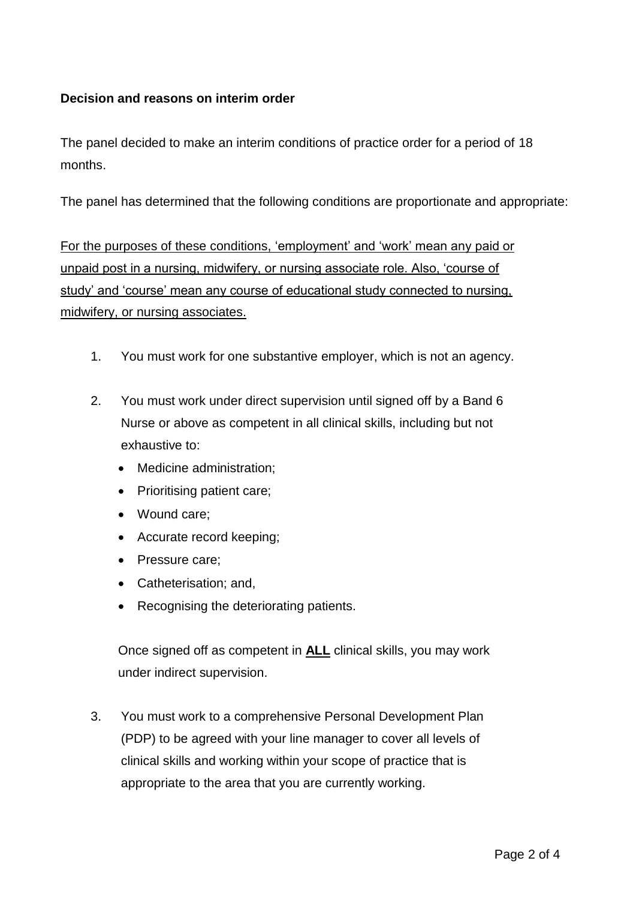**Decision and reasons on interim order**

The panel decided to make an interim conditions of practice order for a period of 18 months.

The panel has determined that the following conditions are proportionate and appropriate:

<u>For the purposes of these conditions, 'employment' and 'work' mean any paid or unpaid post in a nursing, midwifery, or nursing associate role. Also, 'course of study' and 'course' mean any course of educational study connected to nursing, midwifery, or nursing associates.</u>

1. You must work for one substantive employer, which is not an agency.

2. You must work under direct supervision until signed off by a Band 6 Nurse or above as competent in all clinical skills, including but not exhaustive to:
   - Medicine administration;
   - Prioritising patient care;
   - Wound care;
   - Accurate record keeping;
   - Pressure care;
   - Catheterisation; and,
   - Recognising the deteriorating patients.

   Once signed off as competent in <u>**ALL**</u> clinical skills, you may work under indirect supervision.

3. You must work to a comprehensive Personal Development Plan (PDP) to be agreed with your line manager to cover all levels of clinical skills and working within your scope of practice that is appropriate to the area that you are currently working.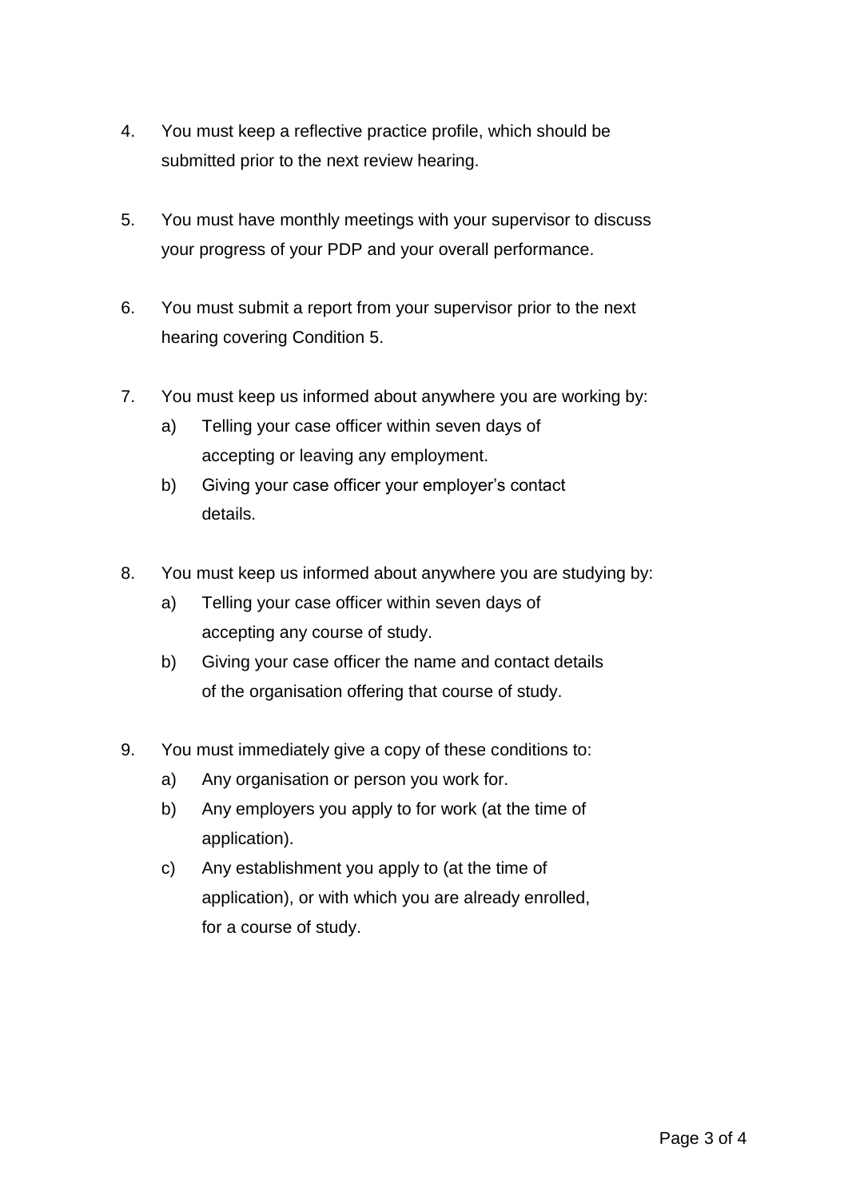4. You must keep a reflective practice profile, which should be submitted prior to the next review hearing.

5. You must have monthly meetings with your supervisor to discuss your progress of your PDP and your overall performance.

6. You must submit a report from your supervisor prior to the next hearing covering Condition 5.

7. You must keep us informed about anywhere you are working by:
   a) Telling your case officer within seven days of accepting or leaving any employment.
   b) Giving your case officer your employer's contact details.

8. You must keep us informed about anywhere you are studying by:
   a) Telling your case officer within seven days of accepting any course of study.
   b) Giving your case officer the name and contact details of the organisation offering that course of study.

9. You must immediately give a copy of these conditions to:
   a) Any organisation or person you work for.
   b) Any employers you apply to for work (at the time of application).
   c) Any establishment you apply to (at the time of application), or with which you are already enrolled, for a course of study.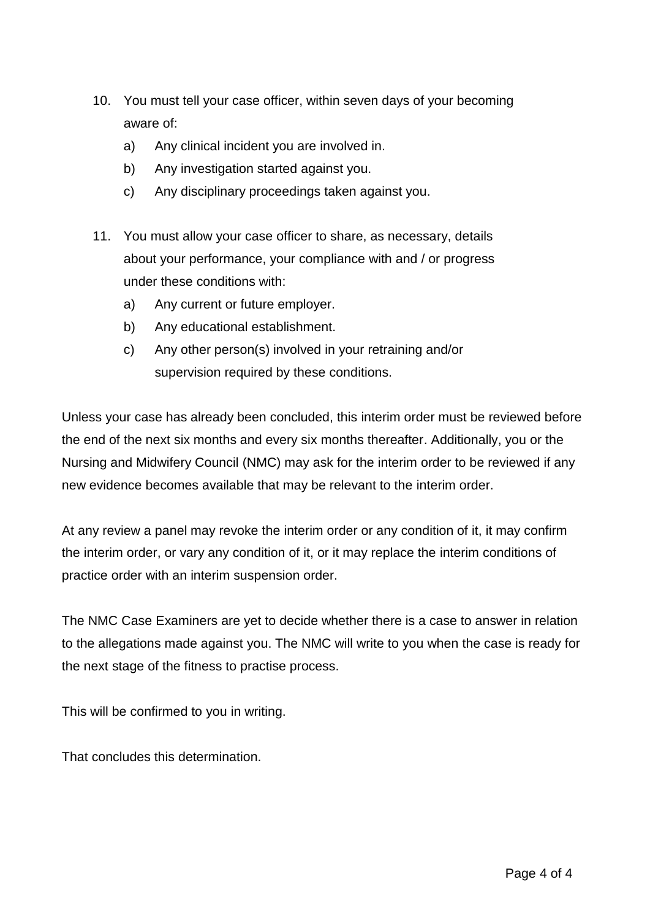10. You must tell your case officer, within seven days of your becoming aware of:
    a) Any clinical incident you are involved in.
    b) Any investigation started against you.
    c) Any disciplinary proceedings taken against you.

11. You must allow your case officer to share, as necessary, details about your performance, your compliance with and / or progress under these conditions with:
    a) Any current or future employer.
    b) Any educational establishment.
    c) Any other person(s) involved in your retraining and/or supervision required by these conditions.

Unless your case has already been concluded, this interim order must be reviewed before the end of the next six months and every six months thereafter. Additionally, you or the Nursing and Midwifery Council (NMC) may ask for the interim order to be reviewed if any new evidence becomes available that may be relevant to the interim order.

At any review a panel may revoke the interim order or any condition of it, it may confirm the interim order, or vary any condition of it, or it may replace the interim conditions of practice order with an interim suspension order.

The NMC Case Examiners are yet to decide whether there is a case to answer in relation to the allegations made against you. The NMC will write to you when the case is ready for the next stage of the fitness to practise process.

This will be confirmed to you in writing.

That concludes this determination.